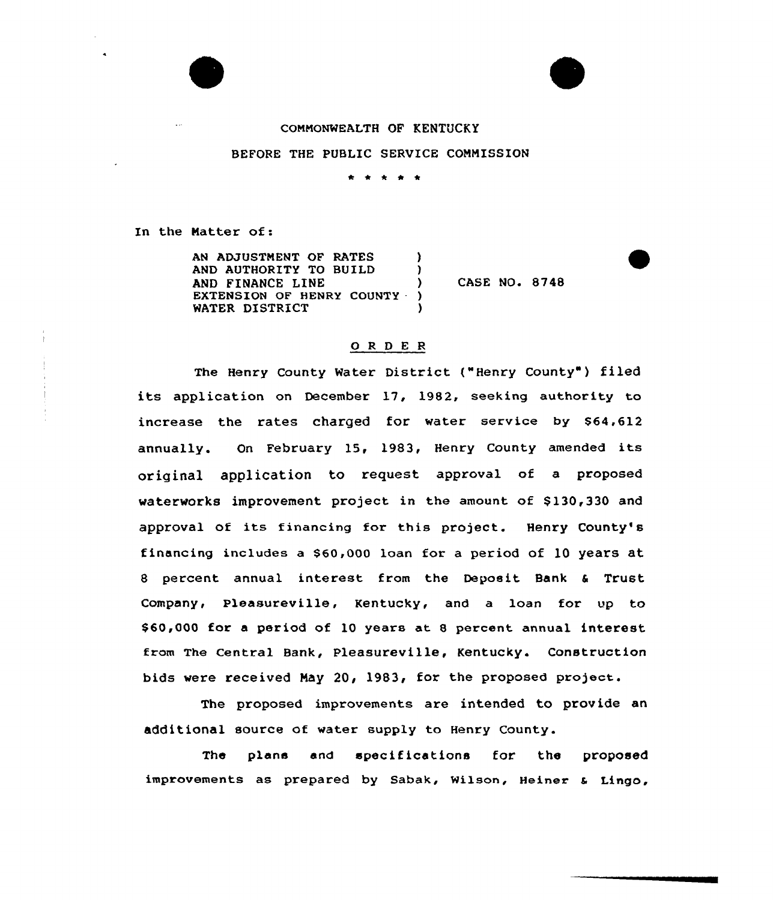COMMONWEALTH OF KENTUCKY

BEFORE THE PUBLIC SERVICE COMMISSION

\* \* \* \* \*

In the Matter of:

| | | |
|---|---|---|
| AN ADJUSTMENT OF RATES AND AUTHORITY TO BUILD AND FINANCE LINE EXTENSION OF HENRY COUNTY WATER DISTRICT | ) | CASE NO. 8748 |

## O R D E R

The Henry County Water District ("Henry County") filed its application on December 17, 1982, seeking authority to increase the rates charged for water service by $64,612 annually. On February 15, 1983, Henry County amended its original application to request approval of a proposed waterworks improvement project in the amount of $130,330 and approval of its financing for this project. Henry County's financing includes a $60,000 loan for a period of 10 years at 8 percent annual interest from the Deposit Bank & Trust Company, Pleasureville, Kentucky, and a loan for up to $60,000 for a period of 10 years at 8 percent annual interest from The Central Bank, Pleasureville, Kentucky. Construction bids were received May 20, 1983, for the proposed project.

The proposed improvements are intended to provide an additional source of water supply to Henry County.

The plans and specifications for the proposed improvements as prepared by Sabak, Wilson, Heiner & Lingo,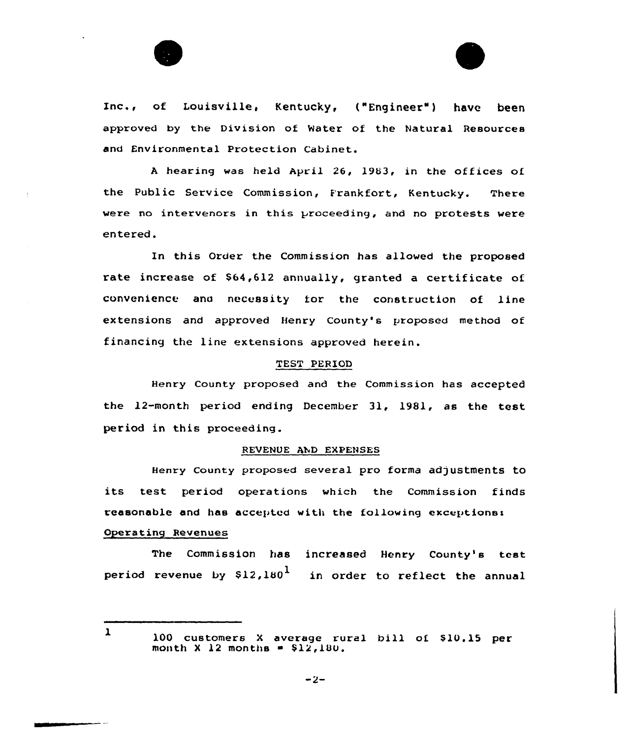Inc., of Louisville, Kentucky, ("Engineer") have been approved by the Division of Water of the Natural Resources and Environmental Protection Cabinet.

A hearing was held April 26, 1983, in the offices of the Public Service Commission, Frankfort, Kentucky. There were no intervenors in this proceeding, and no protests were entered.

In this Order the Commission has allowed the proposed rate increase of $64,612 annually, granted a certificate of convenience and necessity for the construction of line extensions and approved Henry County's proposed method of financing the line extensions approved herein.

## TEST PERIOD

Henry County proposed and the Commission has accepted the 12-month period ending December 31, 1981, as the test period in this proceeding.

## REVENUE AND EXPENSES

Henry County proposed several pro forma adjustments to its test period operations which the Commission finds reasonable and has accepted with the following exceptions:

### Operating Revenues

The Commission has increased Henry County's test period revenue by $12,180[1] in order to reflect the annual

---

[1] 100 customers X average rural bill of $10.15 per month X 12 months = $12,180.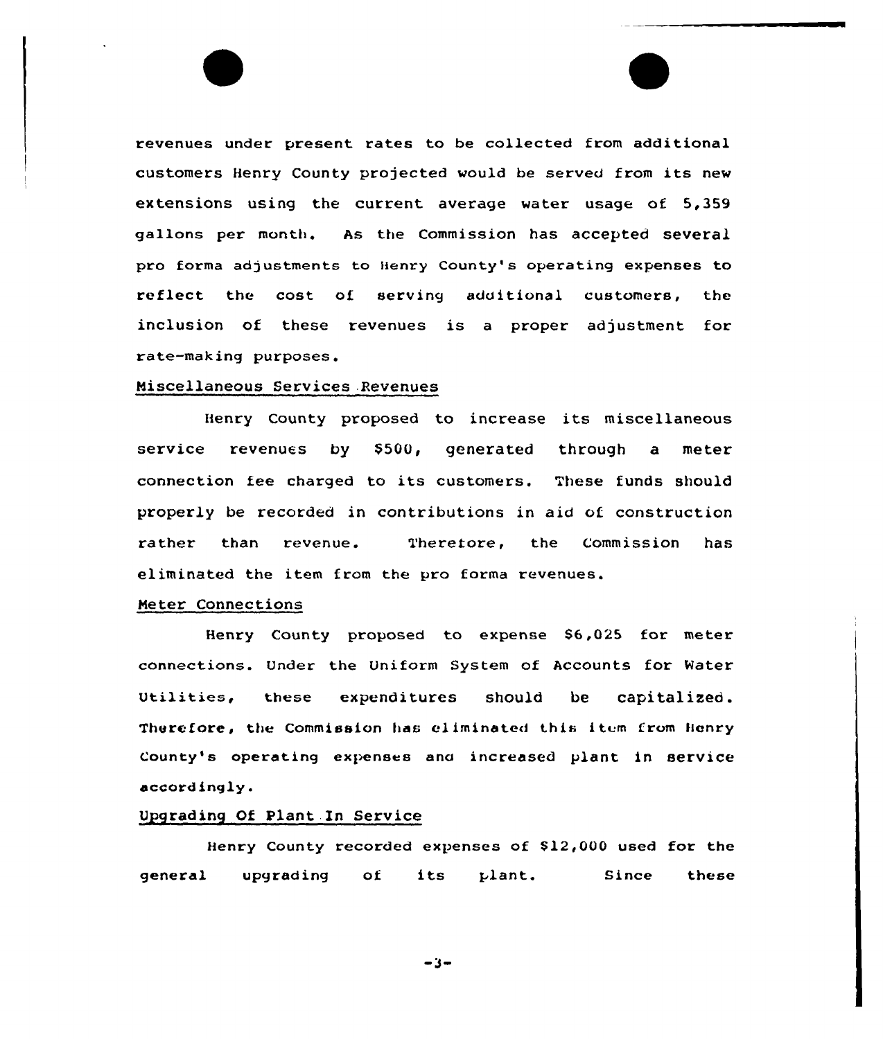revenues under present rates to be collected from additional customers Henry County projected would be served from its new extensions using the current average water usage of 5,359 gallons per month. As the Commission has accepted several pro forma adjustments to Henry County's operating expenses to reflect the cost of serving additional customers, the inclusion of these revenues is a proper adjustment for rate-making purposes.

Miscellaneous Services Revenues

Henry County proposed to increase its miscellaneous service revenues by $500, generated through a meter connection fee charged to its customers. These funds should properly be recorded in contributions in aid of construction rather than revenue. Therefore, the Commission has eliminated the item from the pro forma revenues.

Meter Connections

Henry County proposed to expense $6,025 for meter connections. Under the Uniform System of Accounts for Water Utilities, these expenditures should be capitalized. Therefore, the Commission has eliminated this item from Henry County's operating expenses and increased plant in service accordingly.

Upgrading Of Plant In Service

Henry County recorded expenses of $12,000 used for the general upgrading of its plant. Since these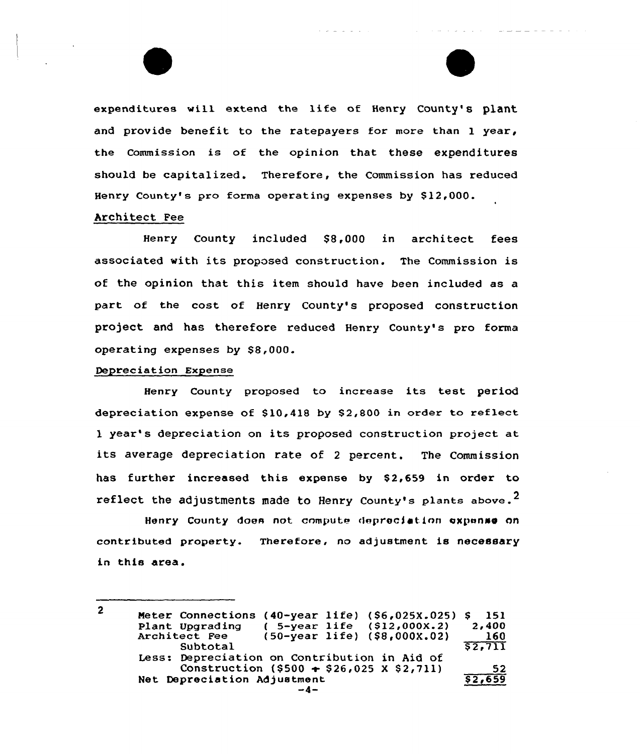expenditures will extend the life of Henry County's plant and provide benefit to the ratepayers for more than 1 year, the Commission is of the opinion that these expenditures should be capitalized. Therefore, the Commission has reduced Henry County's pro forma operating expenses by $12,000.

Architect Fee

Henry County included $8,000 in architect fees associated with its proposed construction. The Commission is of the opinion that this item should have been included as a part of the cost of Henry County's proposed construction project and has therefore reduced Henry County's pro forma operating expenses by $8,000.

Depreciation Expense

Henry County proposed to increase its test period depreciation expense of $10,418 by $2,800 in order to reflect 1 year's depreciation on its proposed construction project at its average depreciation rate of 2 percent. The Commission has further increased this expense by $2,659 in order to reflect the adjustments made to Henry County's plants above.[2]

Henry County does not compute depreciation expense on contributed property. Therefore, no adjustment is necessary in this area.

---

[2]

| | | |
|---|---|---|
| Meter Connections | (40-year life) ($6,025X.025) | $ 151 |
| Plant Upgrading | ( 5-year life ($12,000X.2) | 2,400 |
| Architect Fee | (50-year life) ($8,000X.02) | 160 |
| Subtotal | | $2,711 |
| Less: Depreciation on Contribution in Aid of Construction ($500 ÷ $26,025 X $2,711) | | 52 |
| Net Depreciation Adjustment | | $2,659 |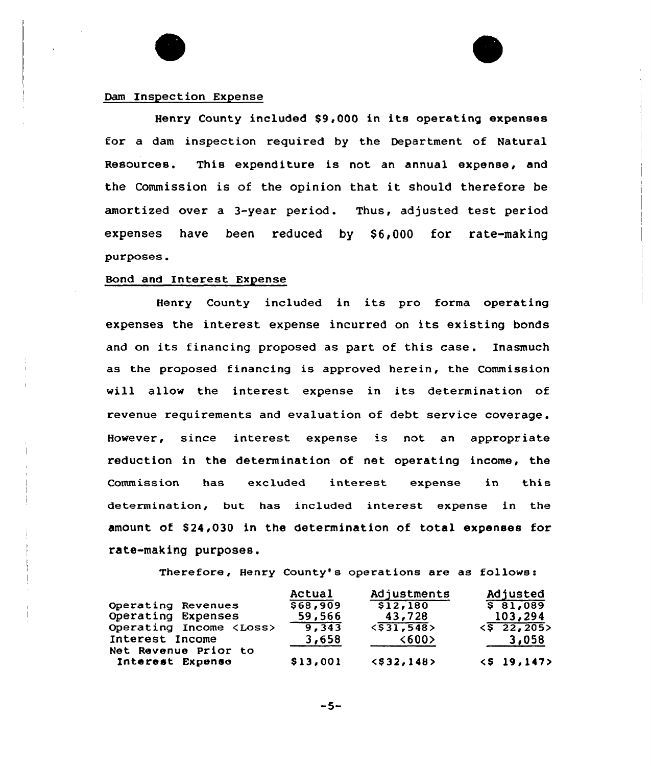Dam Inspection Expense

Henry County included $9,000 in its operating expenses for a dam inspection required by the Department of Natural Resources. This expenditure is not an annual expense, and the Commission is of the opinion that it should therefore be amortized over a 3-year period. Thus, adjusted test period expenses have been reduced by $6,000 for rate-making purposes.

Bond and Interest Expense

Henry County included in its pro forma operating expenses the interest expense incurred on its existing bonds and on its financing proposed as part of this case. Inasmuch as the proposed financing is approved herein, the Commission will allow the interest expense in its determination of revenue requirements and evaluation of debt service coverage. However, since interest expense is not an appropriate reduction in the determination of net operating income, the Commission has excluded interest expense in this determination, but has included interest expense in the amount of $24,030 in the determination of total expenses for rate-making purposes.

Therefore, Henry County's operations are as follows:

| | Actual | Adjustments | Adjusted |
|---|---|---|---|
| Operating Revenues | $68,909 | $12,180 | $ 81,089 |
| Operating Expenses | 59,566 | 43,728 | 103,294 |
| Operating Income <Loss> | 9,343 | <$31,548> | <$ 22,205> |
| Interest Income | 3,658 | <600> | 3,058 |
| Net Revenue Prior to Interest Expense | $13,001 | <$32,148> | <$ 19,147> |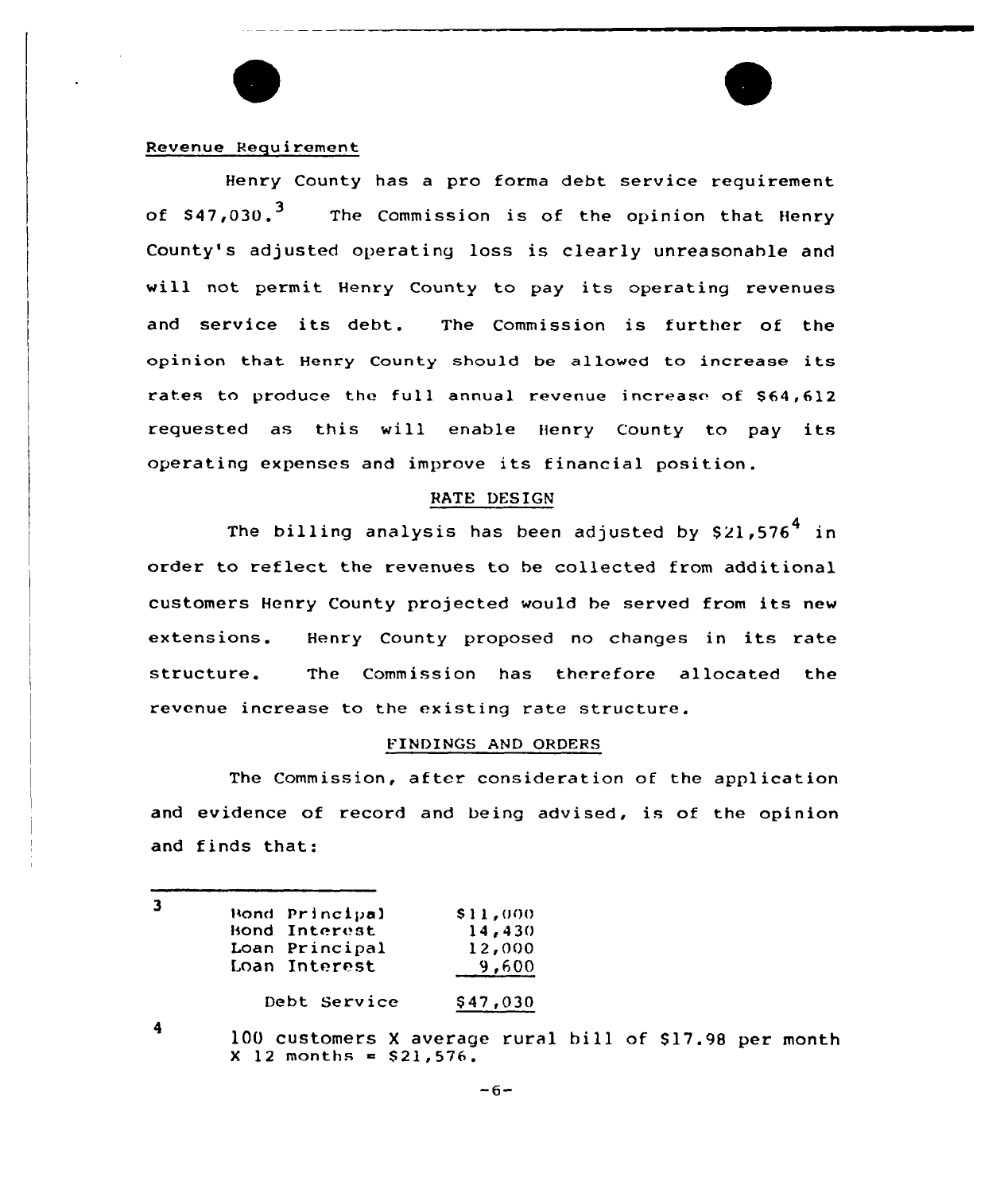Revenue Requirement

Henry County has a pro forma debt service requirement of $47,030.[3] The Commission is of the opinion that Henry County's adjusted operating loss is clearly unreasonable and will not permit Henry County to pay its operating revenues and service its debt. The Commission is further of the opinion that Henry County should be allowed to increase its rates to produce the full annual revenue increase of $64,612 requested as this will enable Henry County to pay its operating expenses and improve its financial position.

## RATE DESIGN

The billing analysis has been adjusted by $21,576[4] in order to reflect the revenues to be collected from additional customers Henry County projected would be served from its new extensions. Henry County proposed no changes in its rate structure. The Commission has therefore allocated the revenue increase to the existing rate structure.

## FINDINGS AND ORDERS

The Commission, after consideration of the application and evidence of record and being advised, is of the opinion and finds that:

---

[3]

| | |
|---|---|
| Bond Principal | $11,000 |
| Bond Interest | 14,430 |
| Loan Principal | 12,000 |
| Loan Interest | 9,600 |
| Debt Service | $47,030 |

[4] 100 customers X average rural bill of $17.98 per month X 12 months = $21,576.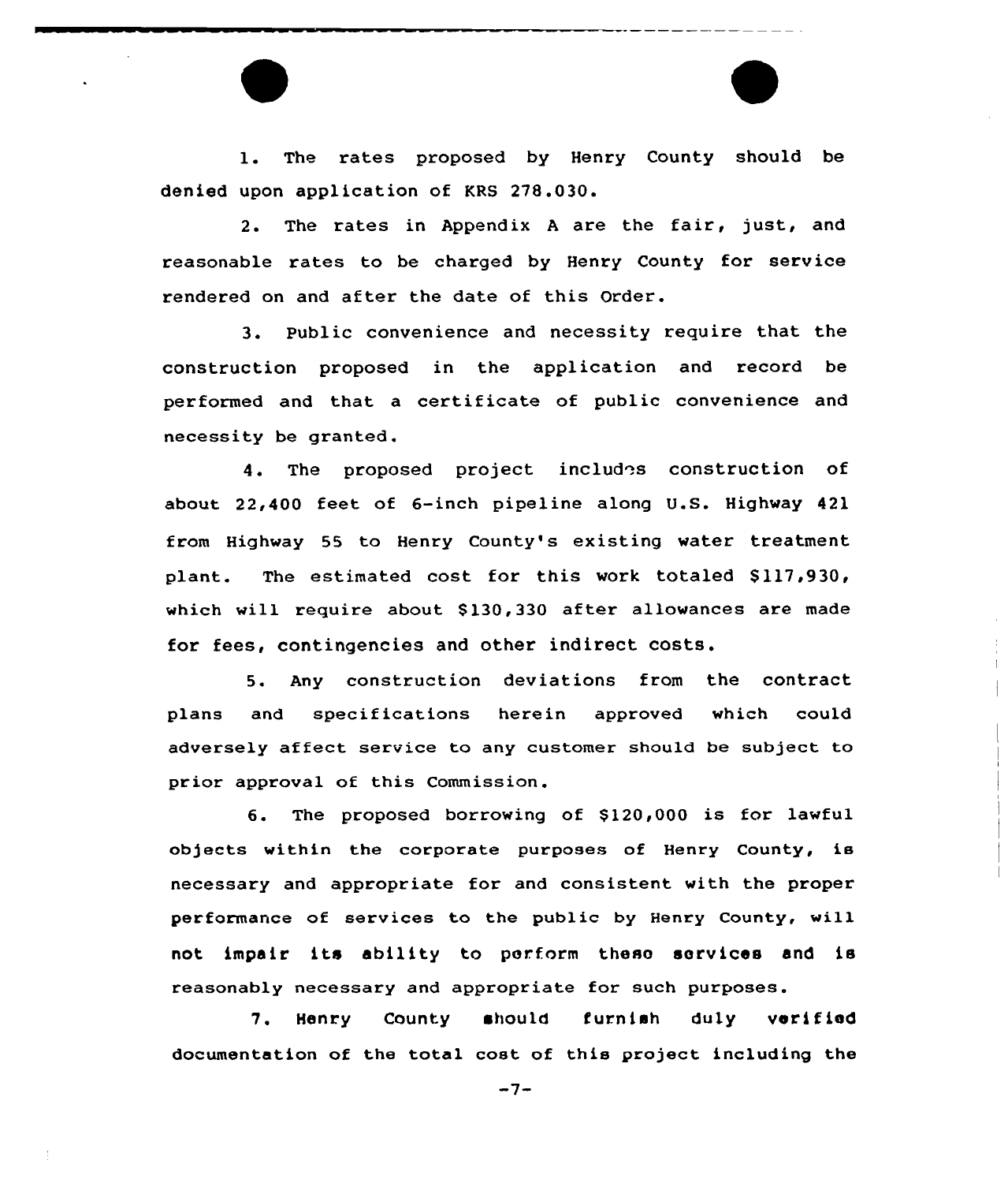1. The rates proposed by Henry County should be denied upon application of KRS 278.030.

2. The rates in Appendix A are the fair, just, and reasonable rates to be charged by Henry County for service rendered on and after the date of this Order.

3. Public convenience and necessity require that the construction proposed in the application and record be performed and that a certificate of public convenience and necessity be granted.

4. The proposed project includes construction of about 22,400 feet of 6-inch pipeline along U.S. Highway 421 from Highway 55 to Henry County's existing water treatment plant. The estimated cost for this work totaled $117,930, which will require about $130,330 after allowances are made for fees, contingencies and other indirect costs.

5. Any construction deviations from the contract plans and specifications herein approved which could adversely affect service to any customer should be subject to prior approval of this Commission.

6. The proposed borrowing of $120,000 is for lawful objects within the corporate purposes of Henry County, is necessary and appropriate for and consistent with the proper performance of services to the public by Henry County, will not impair its ability to perform these services and is reasonably necessary and appropriate for such purposes.

7. Henry County should furnish duly verified documentation of the total cost of this project including the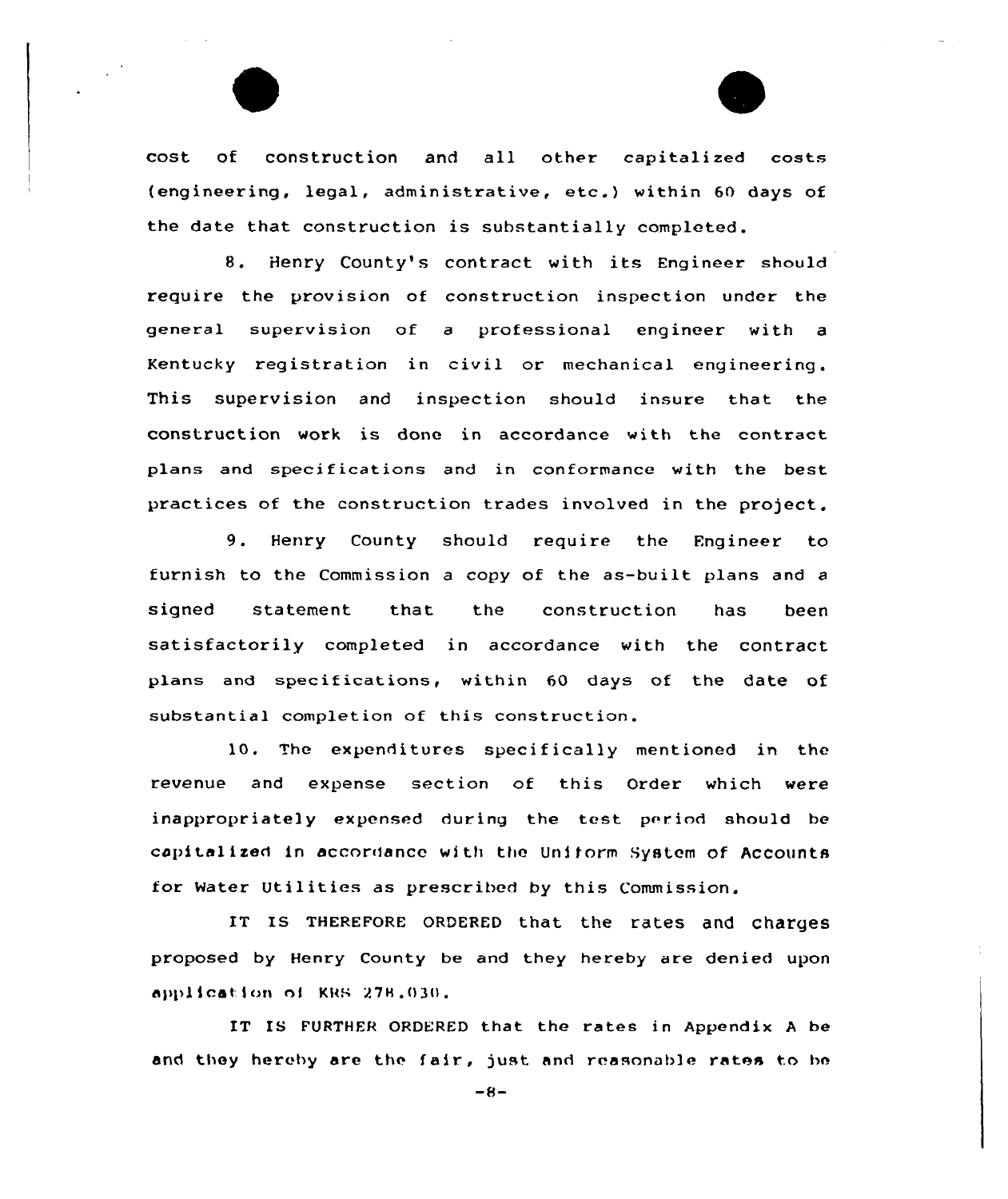cost of construction and all other capitalized costs (engineering, legal, administrative, etc.) within 60 days of the date that construction is substantially completed.

8. Henry County's contract with its Engineer should require the provision of construction inspection under the general supervision of a professional engineer with a Kentucky registration in civil or mechanical engineering. This supervision and inspection should insure that the construction work is done in accordance with the contract plans and specifications and in conformance with the best practices of the construction trades involved in the project.

9. Henry County should require the Engineer to furnish to the Commission a copy of the as-built plans and a signed statement that the construction has been satisfactorily completed in accordance with the contract plans and specifications, within 60 days of the date of substantial completion of this construction.

10. The expenditures specifically mentioned in the revenue and expense section of this Order which were inappropriately expensed during the test period should be capitalized in accordance with the Uniform System of Accounts for Water Utilities as prescribed by this Commission.

IT IS THEREFORE ORDERED that the rates and charges proposed by Henry County be and they hereby are denied upon application of KRS 278.030.

IT IS FURTHER ORDERED that the rates in Appendix A be and they hereby are the fair, just and reasonable rates to be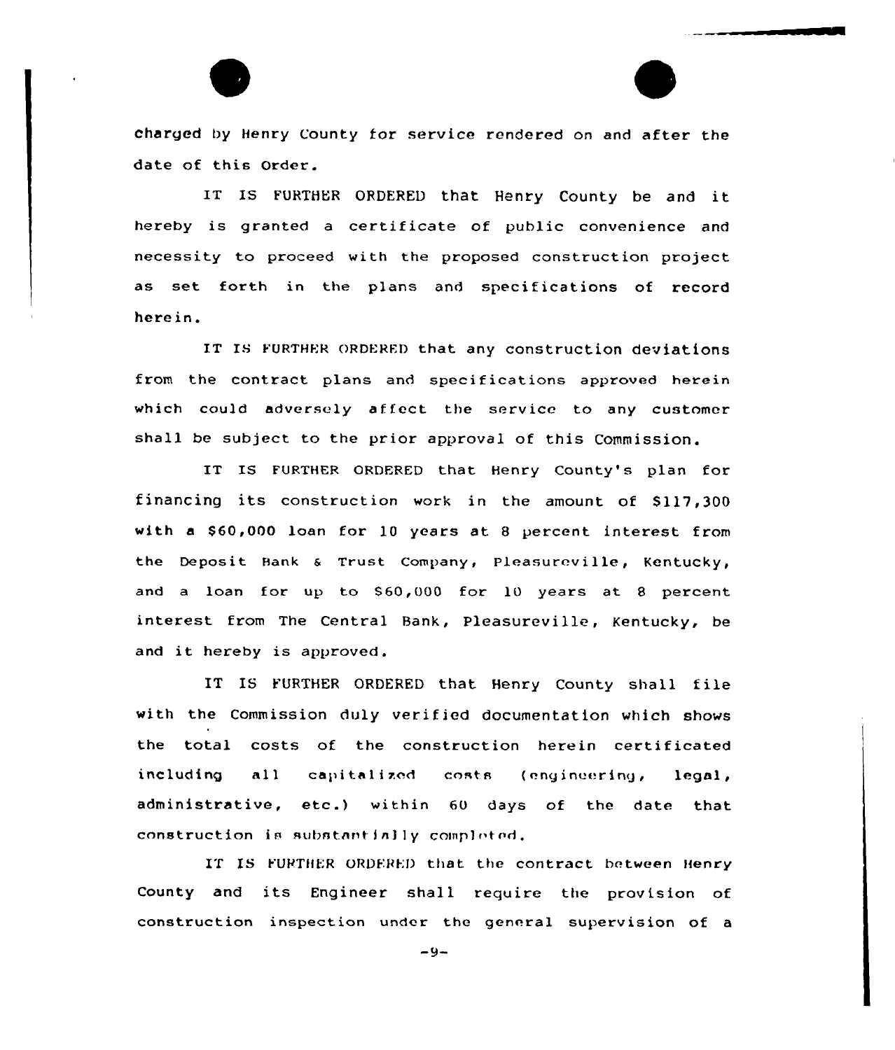charged by Henry County for service rendered on and after the date of this Order.

IT IS FURTHER ORDERED that Henry County be and it hereby is granted a certificate of public convenience and necessity to proceed with the proposed construction project as set forth in the plans and specifications of record herein.

IT IS FURTHER ORDERED that any construction deviations from the contract plans and specifications approved herein which could adversely affect the service to any customer shall be subject to the prior approval of this Commission.

IT IS FURTHER ORDERED that Henry County's plan for financing its construction work in the amount of $117,300 with a $60,000 loan for 10 years at 8 percent interest from the Deposit Bank & Trust Company, Pleasureville, Kentucky, and a loan for up to $60,000 for 10 years at 8 percent interest from The Central Bank, Pleasureville, Kentucky, be and it hereby is approved.

IT IS FURTHER ORDERED that Henry County shall file with the Commission duly verified documentation which shows the total costs of the construction herein certificated including all capitalized costs (engineering, legal, administrative, etc.) within 60 days of the date that construction is substantially completed.

IT IS FURTHER ORDERED that the contract between Henry County and its Engineer shall require the provision of construction inspection under the general supervision of a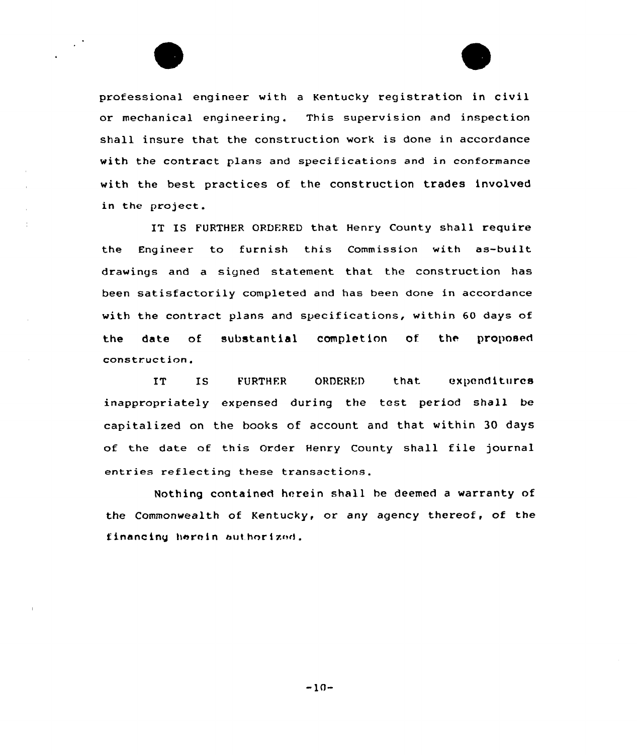professional engineer with a Kentucky registration in civil or mechanical engineering. This supervision and inspection shall insure that the construction work is done in accordance with the contract plans and specifications and in conformance with the best practices of the construction trades involved in the project.

IT IS FURTHER ORDERED that Henry County shall require the Engineer to furnish this Commission with as-built drawings and a signed statement that the construction has been satisfactorily completed and has been done in accordance with the contract plans and specifications, within 60 days of the date of substantial completion of the proposed construction.

IT IS FURTHER ORDERED that expenditures inappropriately expensed during the test period shall be capitalized on the books of account and that within 30 days of the date of this Order Henry County shall file journal entries reflecting these transactions.

Nothing contained herein shall be deemed a warranty of the Commonwealth of Kentucky, or any agency thereof, of the financing herein authorized.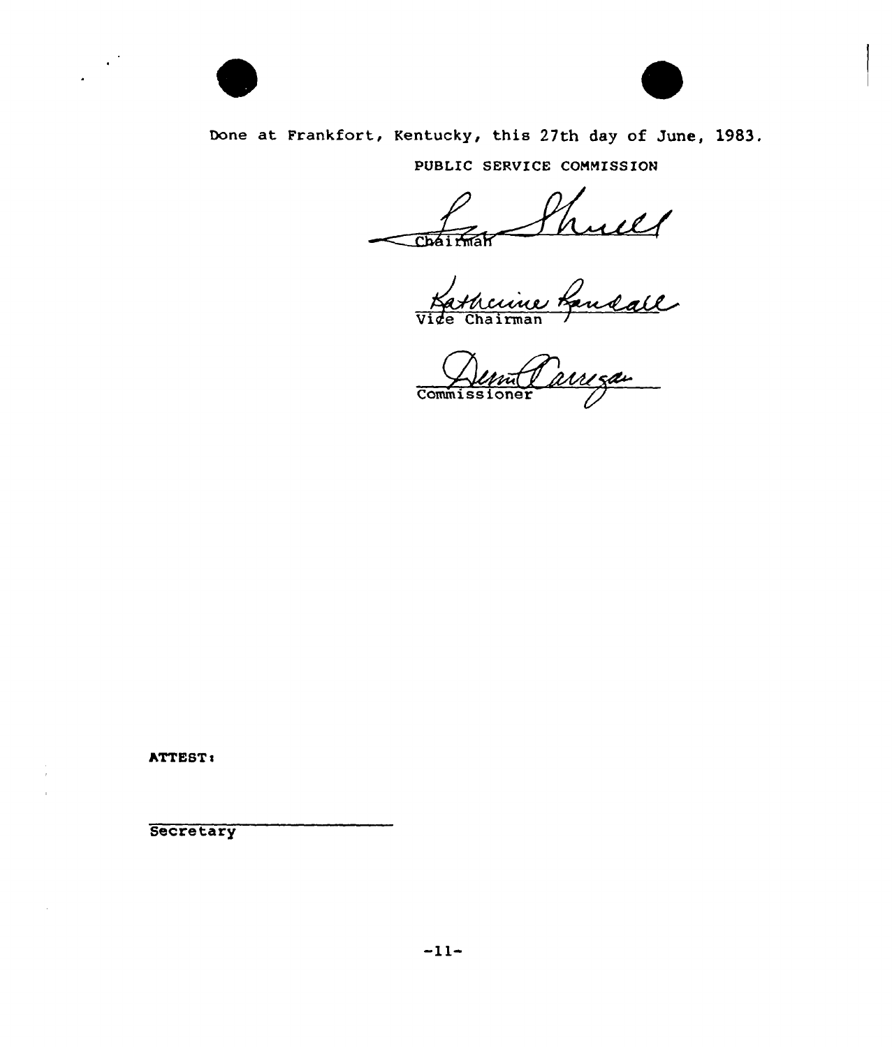Done at Frankfort, Kentucky, this 27th day of June, 1983.

PUBLIC SERVICE COMMISSION

Chairman

Vice Chairman

Commissioner

ATTEST:

Secretary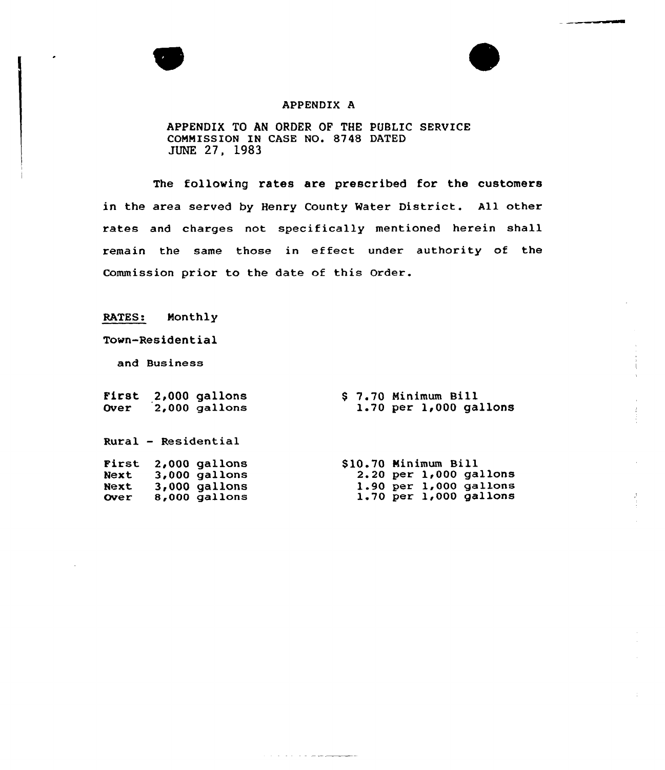# APPENDIX A

APPENDIX TO AN ORDER OF THE PUBLIC SERVICE COMMISSION IN CASE NO. 8748 DATED JUNE 27, 1983

The following rates are prescribed for the customers in the area served by Henry County Water District. All other rates and charges not specifically mentioned herein shall remain the same those in effect under authority of the Commission prior to the date of this Order.

RATES: Monthly

Town-Residential and Business

| | | |
|---|---|---|
| First | 2,000 gallons | $ 7.70 Minimum Bill |
| Over | 2,000 gallons | 1.70 per 1,000 gallons |

Rural - Residential

| | | |
|---|---|---|
| First | 2,000 gallons | $10.70 Minimum Bill |
| Next | 3,000 gallons | 2.20 per 1,000 gallons |
| Next | 3,000 gallons | 1.90 per 1,000 gallons |
| Over | 8,000 gallons | 1.70 per 1,000 gallons |